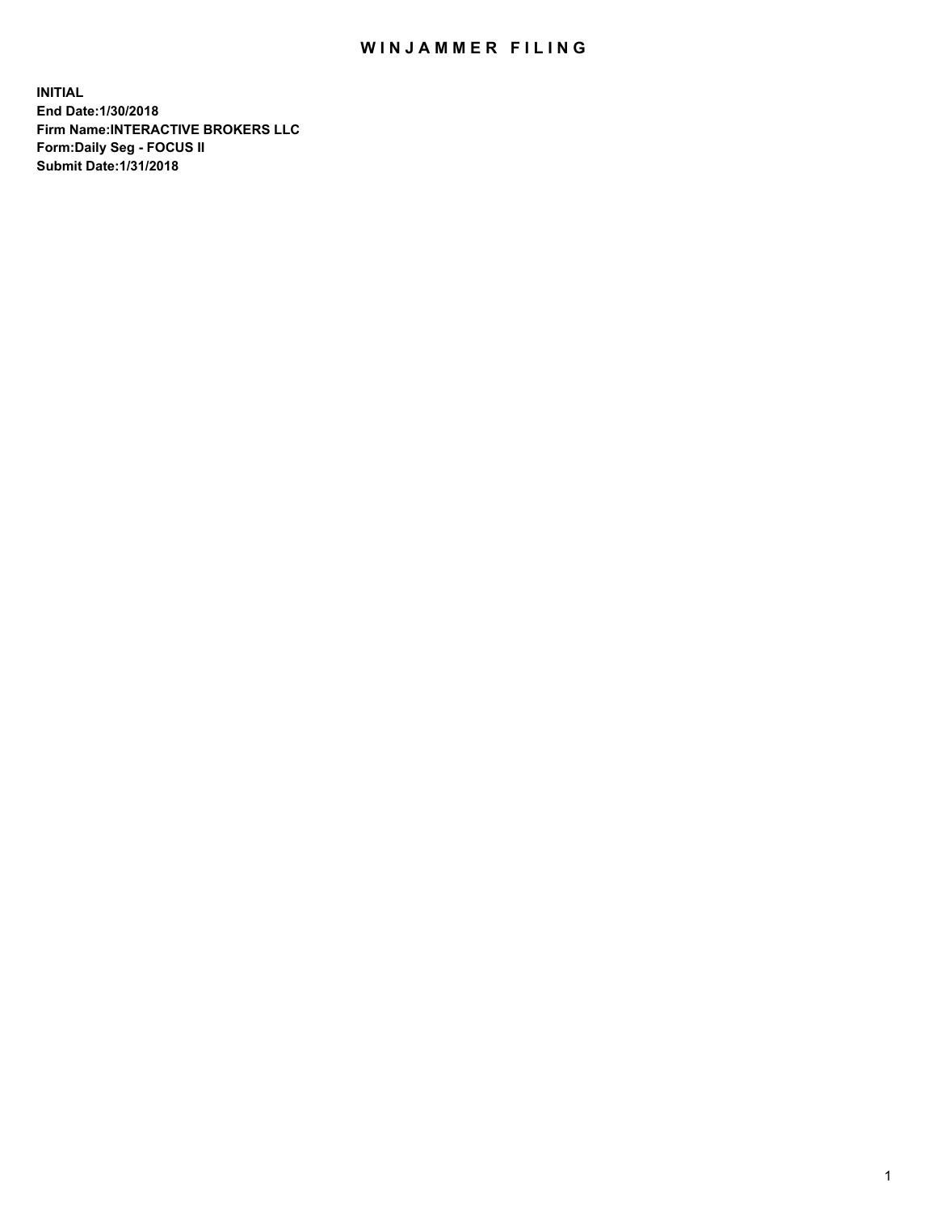# WINJAMMER FILING

**INITIAL**
**End Date:1/30/2018**
**Firm Name:INTERACTIVE BROKERS LLC**
**Form:Daily Seg - FOCUS II**
**Submit Date:1/31/2018**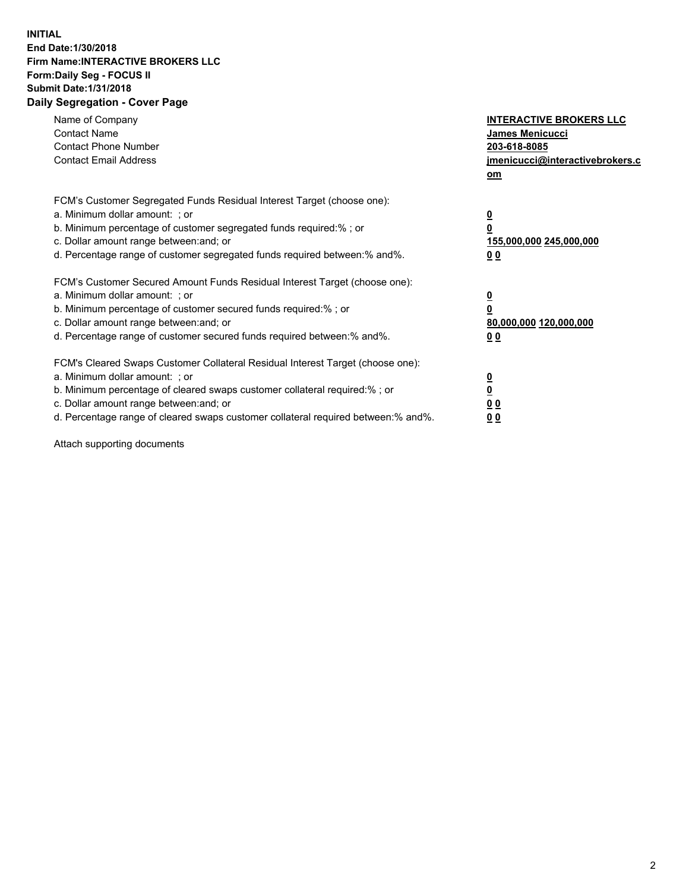**INITIAL**
**End Date:1/30/2018**
**Firm Name:INTERACTIVE BROKERS LLC**
**Form:Daily Seg - FOCUS II**
**Submit Date:1/31/2018**
**Daily Segregation - Cover Page**

| | |
|---|---|
| Name of Company | **INTERACTIVE BROKERS LLC** |
| Contact Name | **James Menicucci** |
| Contact Phone Number | **203-618-8085** |
| Contact Email Address | **jmenicucci@interactivebrokers.com** |
| | |
| FCM's Customer Segregated Funds Residual Interest Target (choose one): | |
| a. Minimum dollar amount: ; or | **0** |
| b. Minimum percentage of customer segregated funds required:% ; or | **0** |
| c. Dollar amount range between:and; or | **155,000,000 245,000,000** |
| d. Percentage range of customer segregated funds required between:% and%. | **0 0** |
| | |
| FCM's Customer Secured Amount Funds Residual Interest Target (choose one): | |
| a. Minimum dollar amount: ; or | **0** |
| b. Minimum percentage of customer secured funds required:% ; or | **0** |
| c. Dollar amount range between:and; or | **80,000,000 120,000,000** |
| d. Percentage range of customer secured funds required between:% and%. | **0 0** |
| | |
| FCM's Cleared Swaps Customer Collateral Residual Interest Target (choose one): | |
| a. Minimum dollar amount: ; or | **0** |
| b. Minimum percentage of cleared swaps customer collateral required:% ; or | **0** |
| c. Dollar amount range between:and; or | **0 0** |
| d. Percentage range of cleared swaps customer collateral required between:% and%. | **0 0** |

Attach supporting documents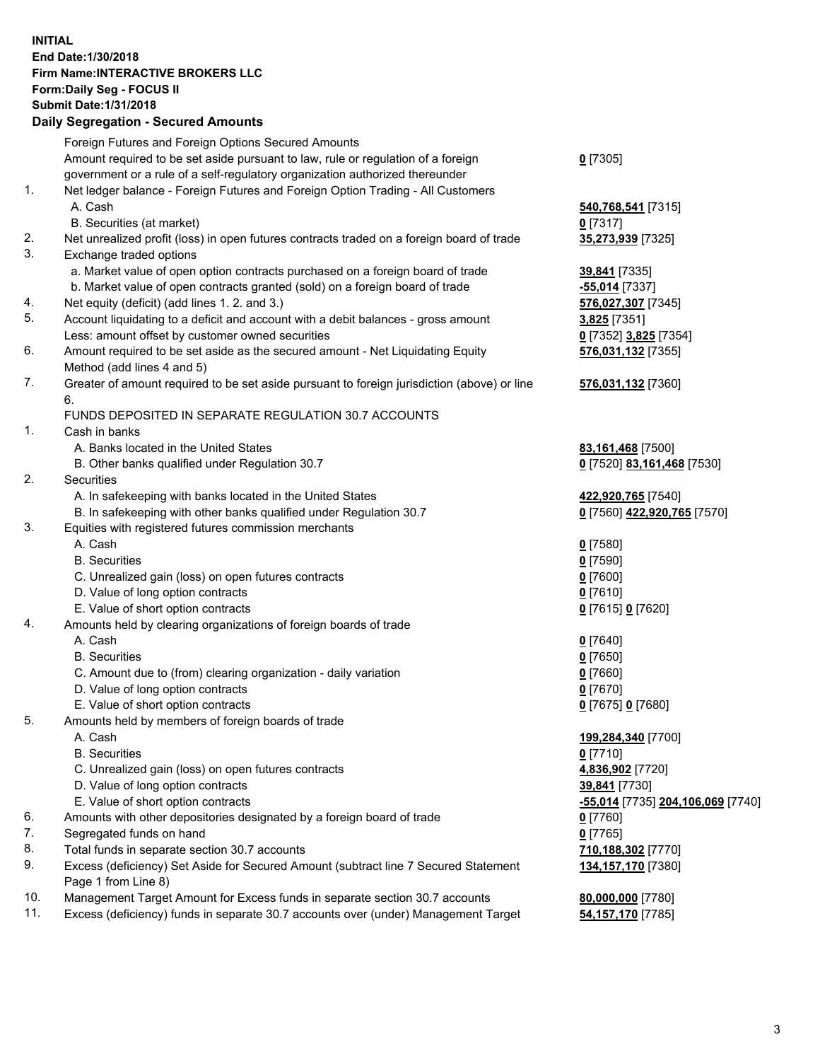**INITIAL**
**End Date:1/30/2018**
**Firm Name:INTERACTIVE BROKERS LLC**
**Form:Daily Seg - FOCUS II**
**Submit Date:1/31/2018**

## Daily Segregation - Secured Amounts

| | | |
|---|---|---|
| | Foreign Futures and Foreign Options Secured Amounts | |
| | Amount required to be set aside pursuant to law, rule or regulation of a foreign government or a rule of a self-regulatory organization authorized thereunder | **0** [7305] |
| 1. | Net ledger balance - Foreign Futures and Foreign Option Trading - All Customers | |
| | A. Cash | **540,768,541** [7315] |
| | B. Securities (at market) | **0** [7317] |
| 2. | Net unrealized profit (loss) in open futures contracts traded on a foreign board of trade | **35,273,939** [7325] |
| 3. | Exchange traded options | |
| | a. Market value of open option contracts purchased on a foreign board of trade | **39,841** [7335] |
| | b. Market value of open contracts granted (sold) on a foreign board of trade | **-55,014** [7337] |
| 4. | Net equity (deficit) (add lines 1. 2. and 3.) | **576,027,307** [7345] |
| 5. | Account liquidating to a deficit and account with a debit balances - gross amount | **3,825** [7351] |
| | Less: amount offset by customer owned securities | **0** [7352] **3,825** [7354] |
| 6. | Amount required to be set aside as the secured amount - Net Liquidating Equity Method (add lines 4 and 5) | **576,031,132** [7355] |
| 7. | Greater of amount required to be set aside pursuant to foreign jurisdiction (above) or line 6. | **576,031,132** [7360] |
| | FUNDS DEPOSITED IN SEPARATE REGULATION 30.7 ACCOUNTS | |
| 1. | Cash in banks | |
| | A. Banks located in the United States | **83,161,468** [7500] |
| | B. Other banks qualified under Regulation 30.7 | **0** [7520] **83,161,468** [7530] |
| 2. | Securities | |
| | A. In safekeeping with banks located in the United States | **422,920,765** [7540] |
| | B. In safekeeping with other banks qualified under Regulation 30.7 | **0** [7560] **422,920,765** [7570] |
| 3. | Equities with registered futures commission merchants | |
| | A. Cash | **0** [7580] |
| | B. Securities | **0** [7590] |
| | C. Unrealized gain (loss) on open futures contracts | **0** [7600] |
| | D. Value of long option contracts | **0** [7610] |
| | E. Value of short option contracts | **0** [7615] **0** [7620] |
| 4. | Amounts held by clearing organizations of foreign boards of trade | |
| | A. Cash | **0** [7640] |
| | B. Securities | **0** [7650] |
| | C. Amount due to (from) clearing organization - daily variation | **0** [7660] |
| | D. Value of long option contracts | **0** [7670] |
| | E. Value of short option contracts | **0** [7675] **0** [7680] |
| 5. | Amounts held by members of foreign boards of trade | |
| | A. Cash | **199,284,340** [7700] |
| | B. Securities | **0** [7710] |
| | C. Unrealized gain (loss) on open futures contracts | **4,836,902** [7720] |
| | D. Value of long option contracts | **39,841** [7730] |
| | E. Value of short option contracts | **-55,014** [7735] **204,106,069** [7740] |
| 6. | Amounts with other depositories designated by a foreign board of trade | **0** [7760] |
| 7. | Segregated funds on hand | **0** [7765] |
| 8. | Total funds in separate section 30.7 accounts | **710,188,302** [7770] |
| 9. | Excess (deficiency) Set Aside for Secured Amount (subtract line 7 Secured Statement Page 1 from Line 8) | **134,157,170** [7380] |
| 10. | Management Target Amount for Excess funds in separate section 30.7 accounts | **80,000,000** [7780] |
| 11. | Excess (deficiency) funds in separate 30.7 accounts over (under) Management Target | **54,157,170** [7785] |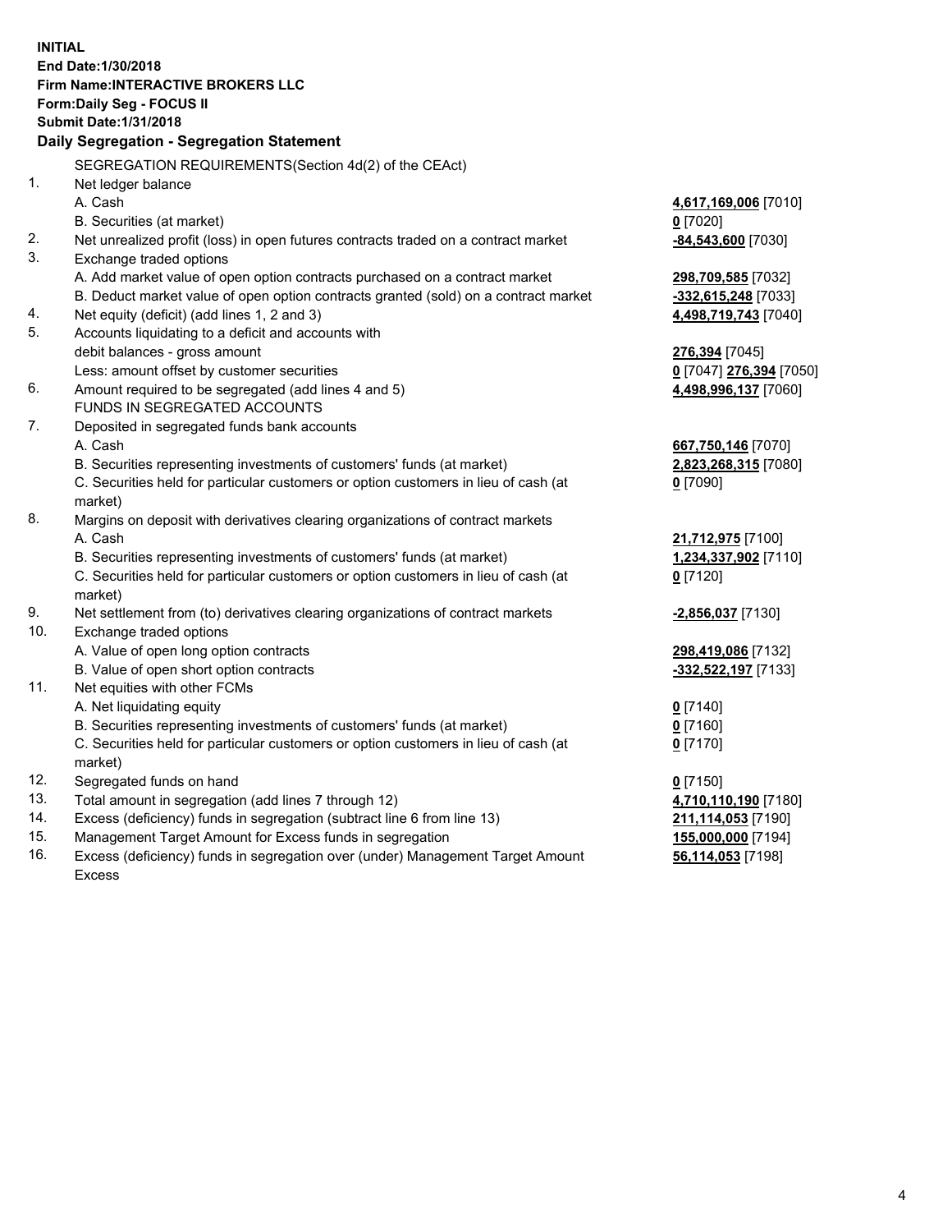**INITIAL**
**End Date:1/30/2018**
**Firm Name:INTERACTIVE BROKERS LLC**
**Form:Daily Seg - FOCUS II**
**Submit Date:1/31/2018**

**Daily Segregation - Segregation Statement**

| | | |
|---|---|---|
| | SEGREGATION REQUIREMENTS(Section 4d(2) of the CEAct) | |
| 1. | Net ledger balance | |
| | A. Cash | **4,617,169,006** [7010] |
| | B. Securities (at market) | **0** [7020] |
| 2. | Net unrealized profit (loss) in open futures contracts traded on a contract market | **-84,543,600** [7030] |
| 3. | Exchange traded options | |
| | A. Add market value of open option contracts purchased on a contract market | **298,709,585** [7032] |
| | B. Deduct market value of open option contracts granted (sold) on a contract market | **-332,615,248** [7033] |
| 4. | Net equity (deficit) (add lines 1, 2 and 3) | **4,498,719,743** [7040] |
| 5. | Accounts liquidating to a deficit and accounts with debit balances - gross amount | **276,394** [7045] |
| | Less: amount offset by customer securities | **0** [7047] **276,394** [7050] |
| 6. | Amount required to be segregated (add lines 4 and 5) | **4,498,996,137** [7060] |
| | FUNDS IN SEGREGATED ACCOUNTS | |
| 7. | Deposited in segregated funds bank accounts | |
| | A. Cash | **667,750,146** [7070] |
| | B. Securities representing investments of customers' funds (at market) | **2,823,268,315** [7080] |
| | C. Securities held for particular customers or option customers in lieu of cash (at market) | **0** [7090] |
| 8. | Margins on deposit with derivatives clearing organizations of contract markets | |
| | A. Cash | **21,712,975** [7100] |
| | B. Securities representing investments of customers' funds (at market) | **1,234,337,902** [7110] |
| | C. Securities held for particular customers or option customers in lieu of cash (at market) | **0** [7120] |
| 9. | Net settlement from (to) derivatives clearing organizations of contract markets | **-2,856,037** [7130] |
| 10. | Exchange traded options | |
| | A. Value of open long option contracts | **298,419,086** [7132] |
| | B. Value of open short option contracts | **-332,522,197** [7133] |
| 11. | Net equities with other FCMs | |
| | A. Net liquidating equity | **0** [7140] |
| | B. Securities representing investments of customers' funds (at market) | **0** [7160] |
| | C. Securities held for particular customers or option customers in lieu of cash (at market) | **0** [7170] |
| 12. | Segregated funds on hand | **0** [7150] |
| 13. | Total amount in segregation (add lines 7 through 12) | **4,710,110,190** [7180] |
| 14. | Excess (deficiency) funds in segregation (subtract line 6 from line 13) | **211,114,053** [7190] |
| 15. | Management Target Amount for Excess funds in segregation | **155,000,000** [7194] |
| 16. | Excess (deficiency) funds in segregation over (under) Management Target Amount Excess | **56,114,053** [7198] |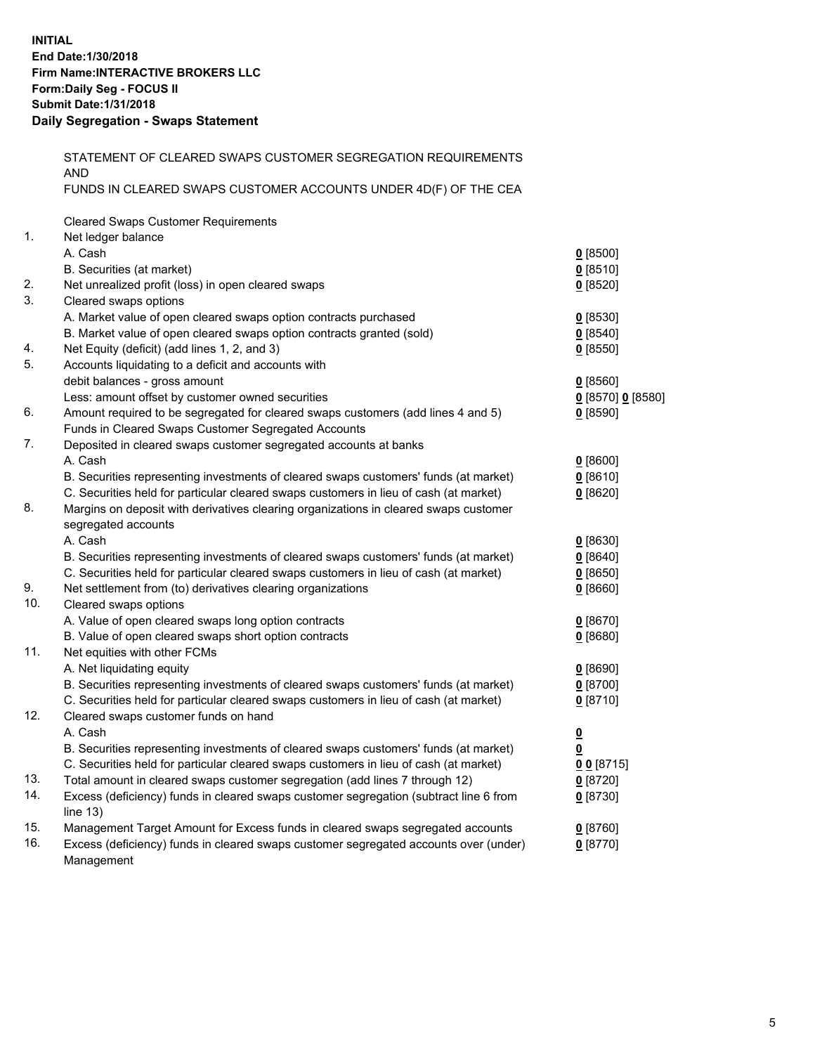**INITIAL**
**End Date:1/30/2018**
**Firm Name:INTERACTIVE BROKERS LLC**
**Form:Daily Seg - FOCUS II**
**Submit Date:1/31/2018**
**Daily Segregation - Swaps Statement**

STATEMENT OF CLEARED SWAPS CUSTOMER SEGREGATION REQUIREMENTS AND FUNDS IN CLEARED SWAPS CUSTOMER ACCOUNTS UNDER 4D(F) OF THE CEA

| | | |
|---|---|---|
| | Cleared Swaps Customer Requirements | |
| 1. | Net ledger balance | |
| | A. Cash | 0 [8500] |
| | B. Securities (at market) | 0 [8510] |
| 2. | Net unrealized profit (loss) in open cleared swaps | 0 [8520] |
| 3. | Cleared swaps options | |
| | A. Market value of open cleared swaps option contracts purchased | 0 [8530] |
| | B. Market value of open cleared swaps option contracts granted (sold) | 0 [8540] |
| 4. | Net Equity (deficit) (add lines 1, 2, and 3) | 0 [8550] |
| 5. | Accounts liquidating to a deficit and accounts with | |
| | debit balances - gross amount | 0 [8560] |
| | Less: amount offset by customer owned securities | 0 [8570] 0 [8580] |
| 6. | Amount required to be segregated for cleared swaps customers (add lines 4 and 5) | 0 [8590] |
| | Funds in Cleared Swaps Customer Segregated Accounts | |
| 7. | Deposited in cleared swaps customer segregated accounts at banks | |
| | A. Cash | 0 [8600] |
| | B. Securities representing investments of cleared swaps customers' funds (at market) | 0 [8610] |
| | C. Securities held for particular cleared swaps customers in lieu of cash (at market) | 0 [8620] |
| 8. | Margins on deposit with derivatives clearing organizations in cleared swaps customer segregated accounts | |
| | A. Cash | 0 [8630] |
| | B. Securities representing investments of cleared swaps customers' funds (at market) | 0 [8640] |
| | C. Securities held for particular cleared swaps customers in lieu of cash (at market) | 0 [8650] |
| 9. | Net settlement from (to) derivatives clearing organizations | 0 [8660] |
| 10. | Cleared swaps options | |
| | A. Value of open cleared swaps long option contracts | 0 [8670] |
| | B. Value of open cleared swaps short option contracts | 0 [8680] |
| 11. | Net equities with other FCMs | |
| | A. Net liquidating equity | 0 [8690] |
| | B. Securities representing investments of cleared swaps customers' funds (at market) | 0 [8700] |
| | C. Securities held for particular cleared swaps customers in lieu of cash (at market) | 0 [8710] |
| 12. | Cleared swaps customer funds on hand | |
| | A. Cash | 0 |
| | B. Securities representing investments of cleared swaps customers' funds (at market) | 0 |
| | C. Securities held for particular cleared swaps customers in lieu of cash (at market) | 0 0 [8715] |
| 13. | Total amount in cleared swaps customer segregation (add lines 7 through 12) | 0 [8720] |
| 14. | Excess (deficiency) funds in cleared swaps customer segregation (subtract line 6 from line 13) | 0 [8730] |
| 15. | Management Target Amount for Excess funds in cleared swaps segregated accounts | 0 [8760] |
| 16. | Excess (deficiency) funds in cleared swaps customer segregated accounts over (under) Management | 0 [8770] |